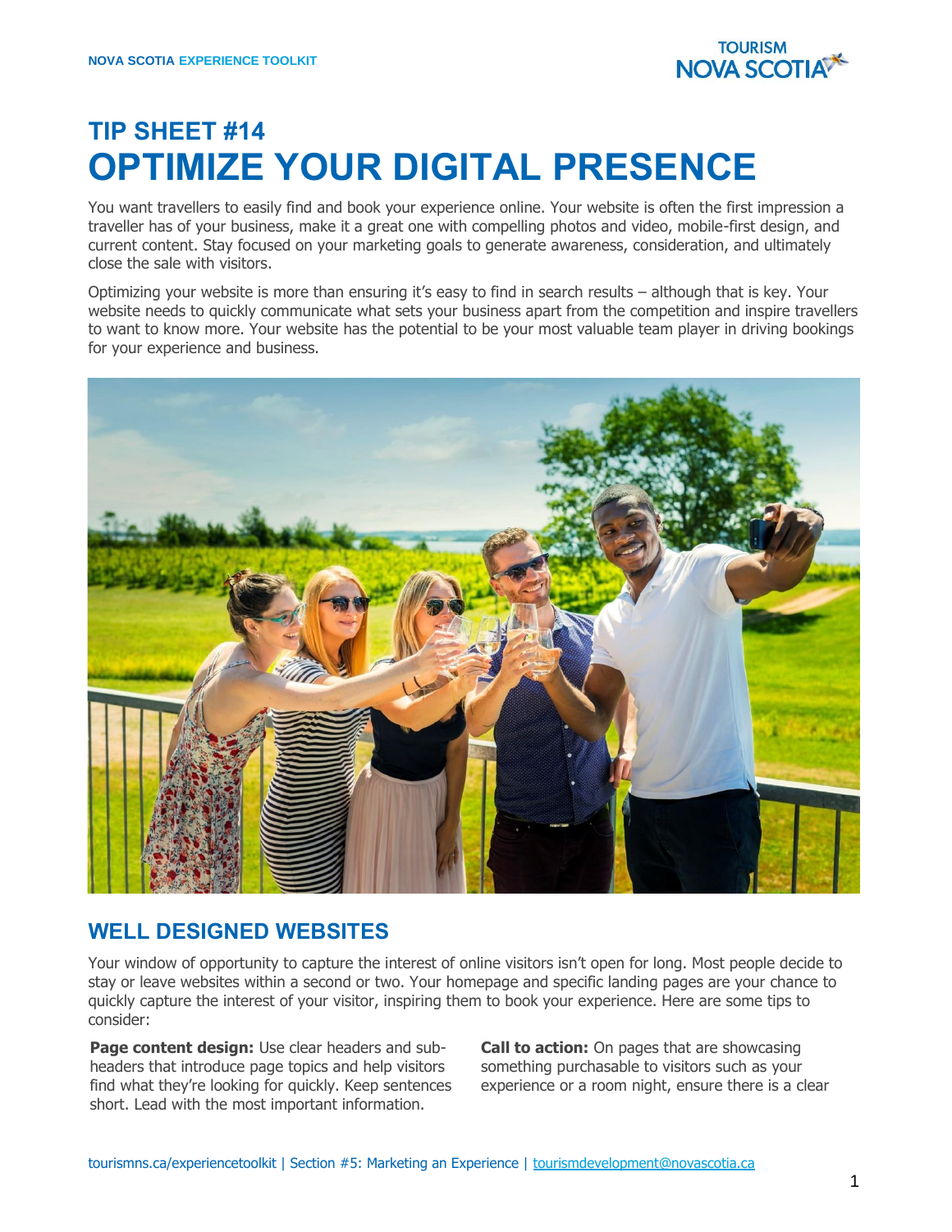# TIP SHEET #14
# OPTIMIZE YOUR DIGITAL PRESENCE

You want travellers to easily find and book your experience online. Your website is often the first impression a traveller has of your business, make it a great one with compelling photos and video, mobile-first design, and current content. Stay focused on your marketing goals to generate awareness, consideration, and ultimately close the sale with visitors.

Optimizing your website is more than ensuring it's easy to find in search results – although that is key. Your website needs to quickly communicate what sets your business apart from the competition and inspire travellers to want to know more. Your website has the potential to be your most valuable team player in driving bookings for your experience and business.

## WELL DESIGNED WEBSITES

Your window of opportunity to capture the interest of online visitors isn't open for long. Most people decide to stay or leave websites within a second or two. Your homepage and specific landing pages are your chance to quickly capture the interest of your visitor, inspiring them to book your experience. Here are some tips to consider:

**Page content design:** Use clear headers and sub-headers that introduce page topics and help visitors find what they're looking for quickly. Keep sentences short. Lead with the most important information.

**Call to action:** On pages that are showcasing something purchasable to visitors such as your experience or a room night, ensure there is a clear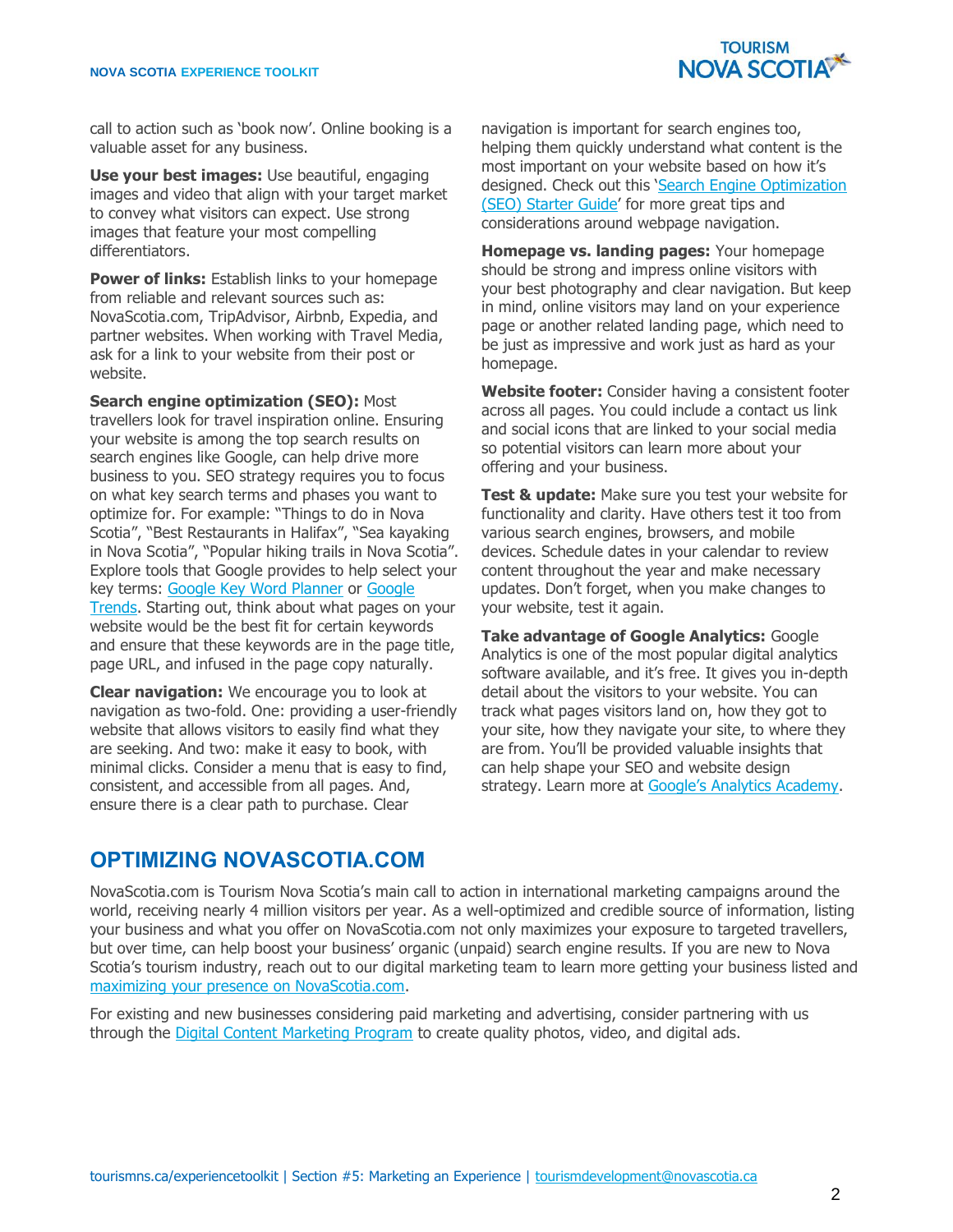call to action such as 'book now'. Online booking is a valuable asset for any business.

**Use your best images:** Use beautiful, engaging images and video that align with your target market to convey what visitors can expect. Use strong images that feature your most compelling differentiators.

**Power of links:** Establish links to your homepage from reliable and relevant sources such as: NovaScotia.com, TripAdvisor, Airbnb, Expedia, and partner websites. When working with Travel Media, ask for a link to your website from their post or website.

**Search engine optimization (SEO):** Most travellers look for travel inspiration online. Ensuring your website is among the top search results on search engines like Google, can help drive more business to you. SEO strategy requires you to focus on what key search terms and phases you want to optimize for. For example: "Things to do in Nova Scotia", "Best Restaurants in Halifax", "Sea kayaking in Nova Scotia", "Popular hiking trails in Nova Scotia". Explore tools that Google provides to help select your key terms: Google Key Word Planner or Google Trends. Starting out, think about what pages on your website would be the best fit for certain keywords and ensure that these keywords are in the page title, page URL, and infused in the page copy naturally.

**Clear navigation:** We encourage you to look at navigation as two-fold. One: providing a user-friendly website that allows visitors to easily find what they are seeking. And two: make it easy to book, with minimal clicks. Consider a menu that is easy to find, consistent, and accessible from all pages. And, ensure there is a clear path to purchase. Clear navigation is important for search engines too, helping them quickly understand what content is the most important on your website based on how it's designed. Check out this 'Search Engine Optimization (SEO) Starter Guide' for more great tips and considerations around webpage navigation.

**Homepage vs. landing pages:** Your homepage should be strong and impress online visitors with your best photography and clear navigation. But keep in mind, online visitors may land on your experience page or another related landing page, which need to be just as impressive and work just as hard as your homepage.

**Website footer:** Consider having a consistent footer across all pages. You could include a contact us link and social icons that are linked to your social media so potential visitors can learn more about your offering and your business.

**Test & update:** Make sure you test your website for functionality and clarity. Have others test it too from various search engines, browsers, and mobile devices. Schedule dates in your calendar to review content throughout the year and make necessary updates. Don't forget, when you make changes to your website, test it again.

**Take advantage of Google Analytics:** Google Analytics is one of the most popular digital analytics software available, and it's free. It gives you in-depth detail about the visitors to your website. You can track what pages visitors land on, how they got to your site, how they navigate your site, to where they are from. You'll be provided valuable insights that can help shape your SEO and website design strategy. Learn more at Google's Analytics Academy.

## OPTIMIZING NOVASCOTIA.COM

NovaScotia.com is Tourism Nova Scotia's main call to action in international marketing campaigns around the world, receiving nearly 4 million visitors per year. As a well-optimized and credible source of information, listing your business and what you offer on NovaScotia.com not only maximizes your exposure to targeted travellers, but over time, can help boost your business' organic (unpaid) search engine results. If you are new to Nova Scotia's tourism industry, reach out to our digital marketing team to learn more getting your business listed and maximizing your presence on NovaScotia.com.

For existing and new businesses considering paid marketing and advertising, consider partnering with us through the Digital Content Marketing Program to create quality photos, video, and digital ads.